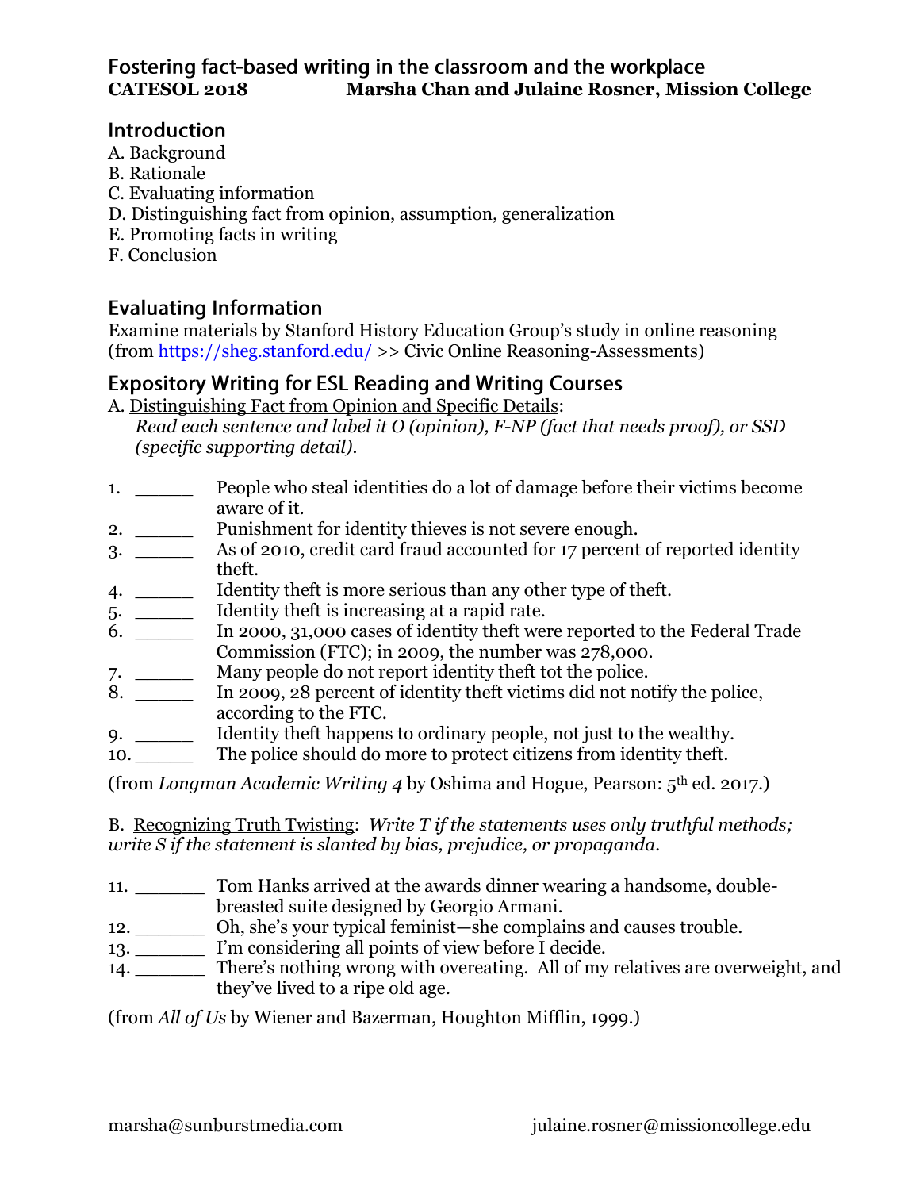# Fostering fact-based writing in the classroom and the workplace

**CATESOL 2018 Marsha Chan and Julaine Rosner, Mission College**

## Introduction

A. Background
B. Rationale
C. Evaluating information
D. Distinguishing fact from opinion, assumption, generalization
E. Promoting facts in writing
F. Conclusion

## Evaluating Information

Examine materials by Stanford History Education Group's study in online reasoning (from [https://sheg.stanford.edu/](https://sheg.stanford.edu/) >> Civic Online Reasoning-Assessments)

## Expository Writing for ESL Reading and Writing Courses

A. Distinguishing Fact from Opinion and Specific Details:
*Read each sentence and label it O (opinion), F-NP (fact that needs proof), or SSD (specific supporting detail).*

1. _____ People who steal identities do a lot of damage before their victims become aware of it.
2. _____ Punishment for identity thieves is not severe enough.
3. _____ As of 2010, credit card fraud accounted for 17 percent of reported identity theft.
4. _____ Identity theft is more serious than any other type of theft.
5. _____ Identity theft is increasing at a rapid rate.
6. _____ In 2000, 31,000 cases of identity theft were reported to the Federal Trade Commission (FTC); in 2009, the number was 278,000.
7. _____ Many people do not report identity theft tot the police.
8. _____ In 2009, 28 percent of identity theft victims did not notify the police, according to the FTC.
9. _____ Identity theft happens to ordinary people, not just to the wealthy.
10. _____ The police should do more to protect citizens from identity theft.

(from *Longman Academic Writing 4* by Oshima and Hogue, Pearson: 5th ed. 2017.)

B. Recognizing Truth Twisting: *Write T if the statements uses only truthful methods; write S if the statement is slanted by bias, prejudice, or propaganda.*

11. ______ Tom Hanks arrived at the awards dinner wearing a handsome, double-breasted suite designed by Georgio Armani.
12. ______ Oh, she's your typical feminist—she complains and causes trouble.
13. ______ I'm considering all points of view before I decide.
14. ______ There's nothing wrong with overeating. All of my relatives are overweight, and they've lived to a ripe old age.

(from *All of Us* by Wiener and Bazerman, Houghton Mifflin, 1999.)

marsha@sunburstmedia.com julaine.rosner@missioncollege.edu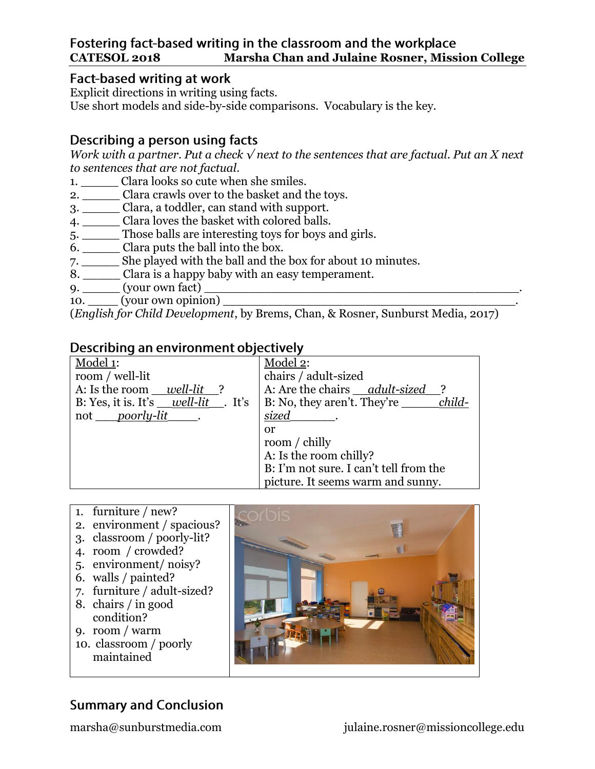Fostering fact-based writing in the classroom and the workplace
**CATESOL 2018 Marsha Chan and Julaine Rosner, Mission College**

## Fact-based writing at work

Explicit directions in writing using facts.
Use short models and side-by-side comparisons. Vocabulary is the key.

## Describing a person using facts

*Work with a partner. Put a check √ next to the sentences that are factual. Put an X next to sentences that are not factual.*

1. _____ Clara looks so cute when she smiles.
2. _____ Clara crawls over to the basket and the toys.
3. _____ Clara, a toddler, can stand with support.
4. _____ Clara loves the basket with colored balls.
5. _____ Those balls are interesting toys for boys and girls.
6. _____ Clara puts the ball into the box.
7. _____ She played with the ball and the box for about 10 minutes.
8. _____ Clara is a happy baby with an easy temperament.
9. _____ (your own fact) _____________________________________________.
10. ____ (your own opinion) ___________________________________________.

(*English for Child Development*, by Brems, Chan, & Rosner, Sunburst Media, 2017)

## Describing an environment objectively

| Model 1: | Model 2: |
|---|---|
| room / well-lit<br>A: Is the room __*well-lit*__?<br>B: Yes, it is. It's __*well-lit*__. It's not ___*poorly-lit*____. | chairs / adult-sized<br>A: Are the chairs __*adult-sized*__?<br>B: No, they aren't. They're _____*child-sized*______.<br>or<br>room / chilly<br>A: Is the room chilly?<br>B: I'm not sure. I can't tell from the picture. It seems warm and sunny. |

1. furniture / new?
2. environment / spacious?
3. classroom / poorly-lit?
4. room / crowded?
5. environment/ noisy?
6. walls / painted?
7. furniture / adult-sized?
8. chairs / in good condition?
9. room / warm
10. classroom / poorly maintained

## Summary and Conclusion

marsha@sunburstmedia.com julaine.rosner@missioncollege.edu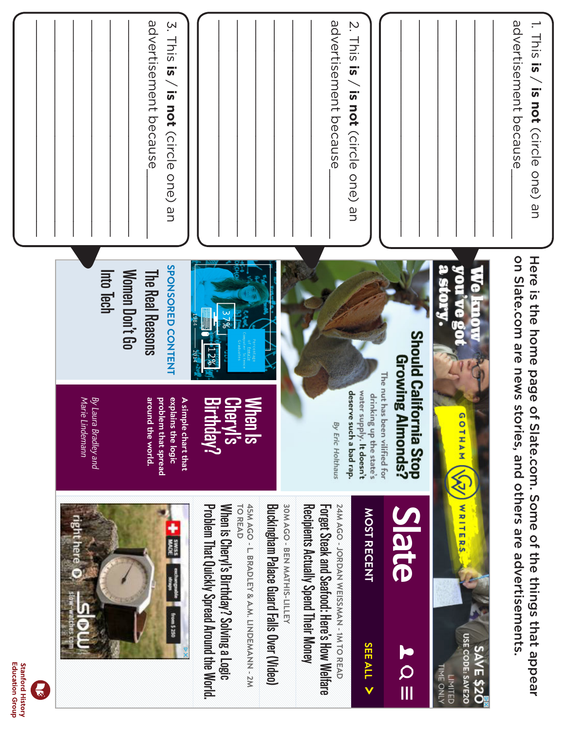Here is the home page of Slate.com. Some of the things that appear on Slate.com are news stories, and others are advertisements.

1. This **is** / **is not** (circle one) an advertisement because___________

_______________________________________________

_______________________________________________

_______________________________________________

_______________________________________________

_______________________________________________

2. This **is** / **is not** (circle one) an advertisement because___________

_______________________________________________

_______________________________________________

_______________________________________________

_______________________________________________

_______________________________________________

3. This **is** / **is not** (circle one) an advertisement because___________

_______________________________________________

_______________________________________________

_______________________________________________

_______________________________________________

_______________________________________________

---

We know you've got a story.

GOTHAM WRITERS

SAVE $20
USE CODE: SAVE20
LIMITED TIME ONLY

Slate

MOST RECENT    SEE ALL >

24M AGO - JORDAN WEISSMAN - 1M TO READ
Forget Steak and Seafood: Here's How Welfare Recipients Actually Spend Their Money

30M AGO - BEN MATHIS-LILLEY
Buckingham Palace Guard Falls Over (Video)

45M AGO - L. BRADLEY & A.M. LINDEMANN - 2M TO READ
When is Cheryl's Birthday? Solving a Logic Problem That Quickly Spread Around the World.

**Should California Stop Growing Almonds?**

The nut has been vilified for drinking up the state's water supply. It doesn't deserve such a bad rap.

By Eric Holthaus

**When Is Cheryl's Birthday?**

A simple chart that explains the logic problem that spread around the world.

By Laura Bradley and Marie Lindemann

SPONSORED CONTENT

**The Real Reasons Women Don't Go Into Tech**

Percentage of Female Computer Science Graduates
1984 37%
2014 12%

SWISS MADE
exchangeable straps
from $ 250
right here
slow-watches.com
slow

Stanford History Education Group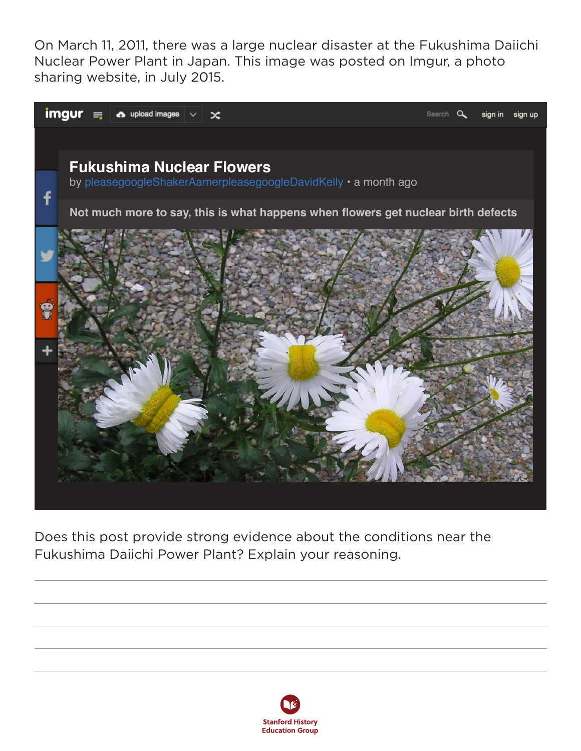On March 11, 2011, there was a large nuclear disaster at the Fukushima Daiichi Nuclear Power Plant in Japan. This image was posted on Imgur, a photo sharing website, in July 2015.

imgur upload images Search sign in sign up

**Fukushima Nuclear Flowers**

by pleasegoogleShakerAamerpleasegoogleDavidKelly • a month ago

**Not much more to say, this is what happens when flowers get nuclear birth defects**

Does this post provide strong evidence about the conditions near the Fukushima Daiichi Power Plant? Explain your reasoning.

Stanford History Education Group